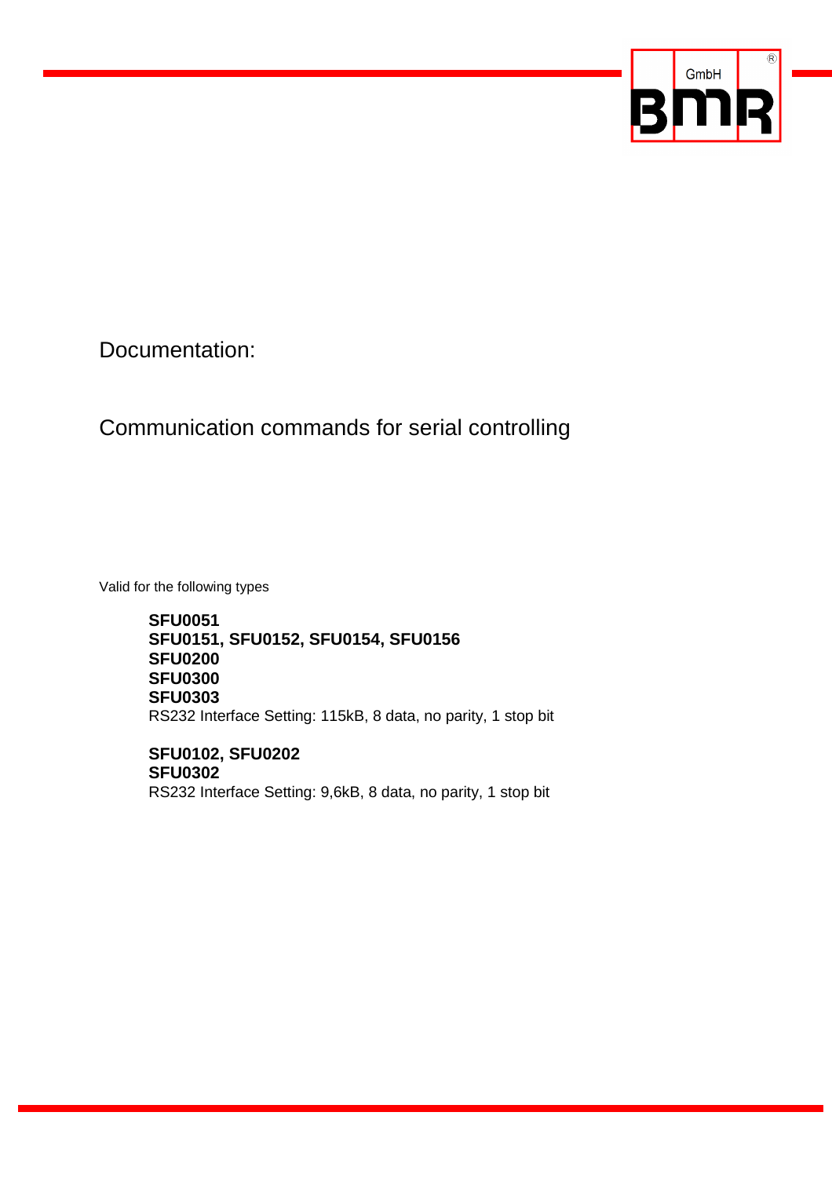Documentation:

# Communication commands for serial controlling

Valid for the following types

**SFU0051**
**SFU0151, SFU0152, SFU0154, SFU0156**
**SFU0200**
**SFU0300**
**SFU0303**
RS232 Interface Setting: 115kB, 8 data, no parity, 1 stop bit

**SFU0102, SFU0202**
**SFU0302**
RS232 Interface Setting: 9,6kB, 8 data, no parity, 1 stop bit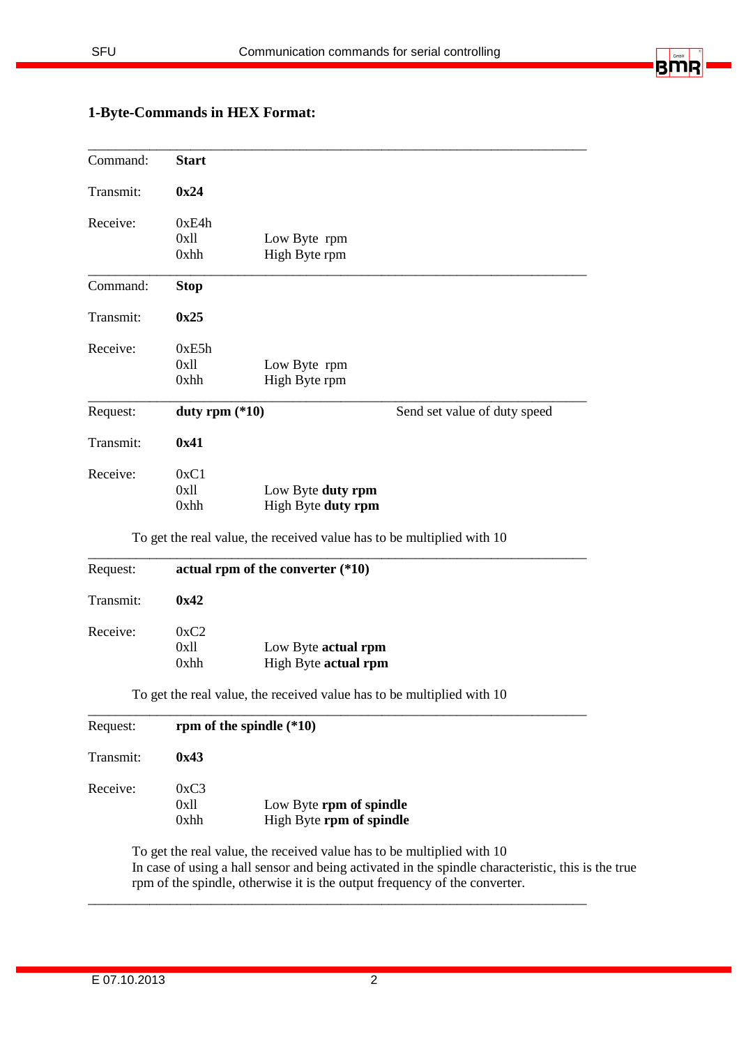## 1-Byte-Commands in HEX Format:

---

| | | | |
|---|---|---|---|
| Command: | **Start** | | |
| Transmit: | **0x24** | | |
| Receive: | 0xE4h | | |
| | 0xll | Low Byte rpm | |
| | 0xhh | High Byte rpm | |

---

| | | | |
|---|---|---|---|
| Command: | **Stop** | | |
| Transmit: | **0x25** | | |
| Receive: | 0xE5h | | |
| | 0xll | Low Byte rpm | |
| | 0xhh | High Byte rpm | |

---

| | | | |
|---|---|---|---|
| Request: | **duty rpm (*10)** | | Send set value of duty speed |
| Transmit: | **0x41** | | |
| Receive: | 0xC1 | | |
| | 0xll | Low Byte **duty rpm** | |
| | 0xhh | High Byte **duty rpm** | |

To get the real value, the received value has to be multiplied with 10

---

| | | |
|---|---|---|
| Request: | **actual rpm of the converter (*10)** | |
| Transmit: | **0x42** | |
| Receive: | 0xC2 | |
| | 0xll | Low Byte **actual rpm** |
| | 0xhh | High Byte **actual rpm** |

To get the real value, the received value has to be multiplied with 10

---

| | | |
|---|---|---|
| Request: | **rpm of the spindle (*10)** | |
| Transmit: | **0x43** | |
| Receive: | 0xC3 | |
| | 0xll | Low Byte **rpm of spindle** |
| | 0xhh | High Byte **rpm of spindle** |

To get the real value, the received value has to be multiplied with 10
In case of using a hall sensor and being activated in the spindle characteristic, this is the true rpm of the spindle, otherwise it is the output frequency of the converter.

---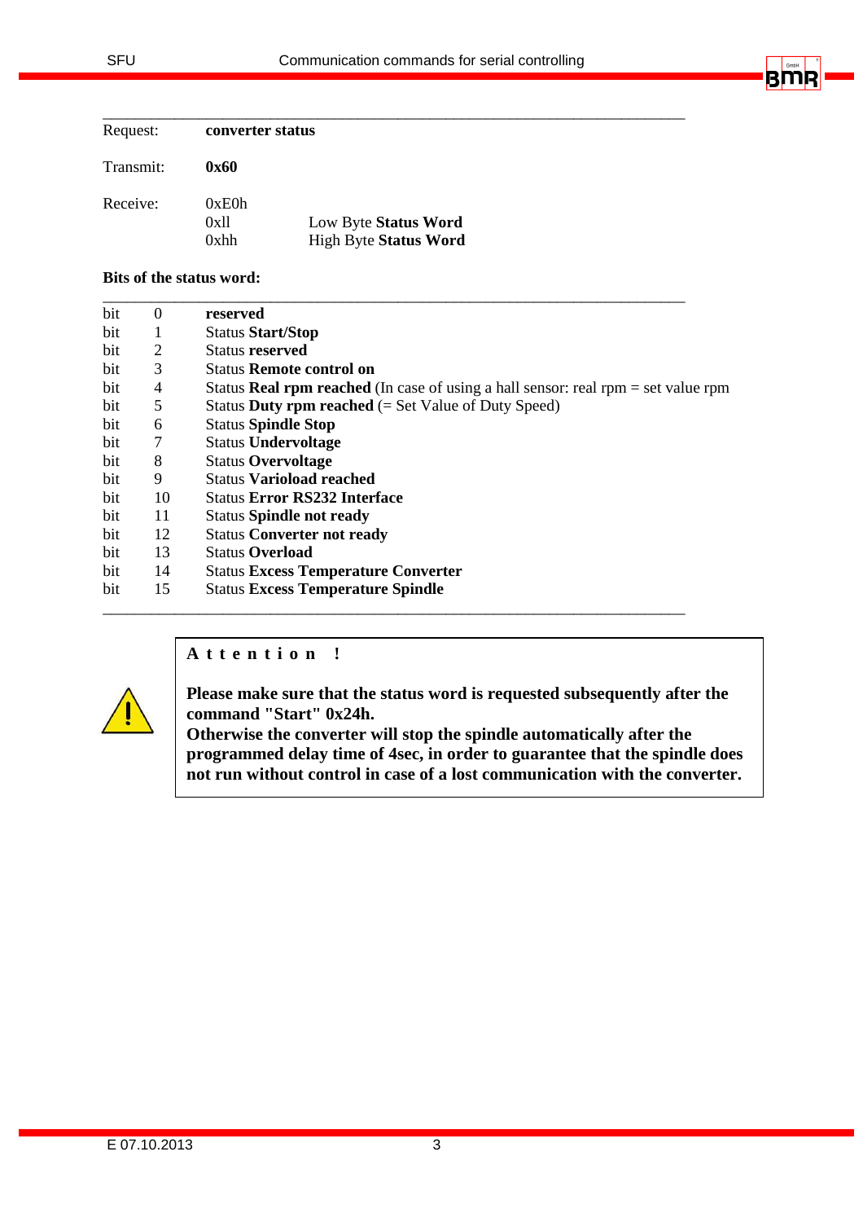| | | |
|---|---|---|
| Request: | **converter status** | |
| Transmit: | **0x60** | |
| Receive: | 0xE0h | |
| | 0xll | Low Byte **Status Word** |
| | 0xhh | High Byte **Status Word** |

**Bits of the status word:**

| | | |
|---|---|---|
| bit | 0 | **reserved** |
| bit | 1 | Status **Start/Stop** |
| bit | 2 | Status **reserved** |
| bit | 3 | Status **Remote control on** |
| bit | 4 | Status **Real rpm reached** (In case of using a hall sensor: real rpm = set value rpm |
| bit | 5 | Status **Duty rpm reached** (= Set Value of Duty Speed) |
| bit | 6 | Status **Spindle Stop** |
| bit | 7 | Status **Undervoltage** |
| bit | 8 | Status **Overvoltage** |
| bit | 9 | Status **Varioload reached** |
| bit | 10 | Status **Error RS232 Interface** |
| bit | 11 | Status **Spindle not ready** |
| bit | 12 | Status **Converter not ready** |
| bit | 13 | Status **Overload** |
| bit | 14 | Status **Excess Temperature Converter** |
| bit | 15 | Status **Excess Temperature Spindle** |

**A t t e n t i o n !**

**Please make sure that the status word is requested subsequently after the command "Start" 0x24h.**
**Otherwise the converter will stop the spindle automatically after the programmed delay time of 4sec, in order to guarantee that the spindle does not run without control in case of a lost communication with the converter.**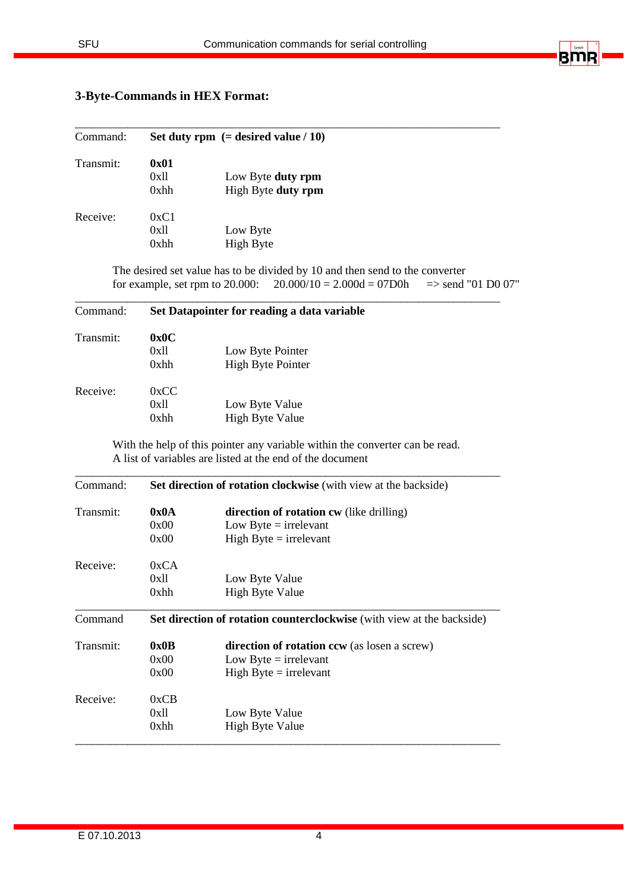### 3-Byte-Commands in HEX Format:

---

| Command: | **Set duty rpm (= desired value / 10)** | |
|---|---|---|
| Transmit: | **0x01** | |
| | 0xll | Low Byte **duty rpm** |
| | 0xhh | High Byte **duty rpm** |
| Receive: | 0xC1 | |
| | 0xll | Low Byte |
| | 0xhh | High Byte |

The desired set value has to be divided by 10 and then send to the converter
for example, set rpm to 20.000: 20.000/10 = 2.000d = 07D0h => send "01 D0 07"

---

| Command: | **Set Datapointer for reading a data variable** | |
|---|---|---|
| Transmit: | **0x0C** | |
| | 0xll | Low Byte Pointer |
| | 0xhh | High Byte Pointer |
| Receive: | 0xCC | |
| | 0xll | Low Byte Value |
| | 0xhh | High Byte Value |

With the help of this pointer any variable within the converter can be read.
A list of variables are listed at the end of the document

---

| Command: | **Set direction of rotation clockwise** (with view at the backside) | |
|---|---|---|
| Transmit: | **0x0A** | **direction of rotation cw** (like drilling) |
| | 0x00 | Low Byte = irrelevant |
| | 0x00 | High Byte = irrelevant |
| Receive: | 0xCA | |
| | 0xll | Low Byte Value |
| | 0xhh | High Byte Value |

---

| Command | **Set direction of rotation counterclockwise** (with view at the backside) | |
|---|---|---|
| Transmit: | **0x0B** | **direction of rotation ccw** (as losen a screw) |
| | 0x00 | Low Byte = irrelevant |
| | 0x00 | High Byte = irrelevant |
| Receive: | 0xCB | |
| | 0xll | Low Byte Value |
| | 0xhh | High Byte Value |

---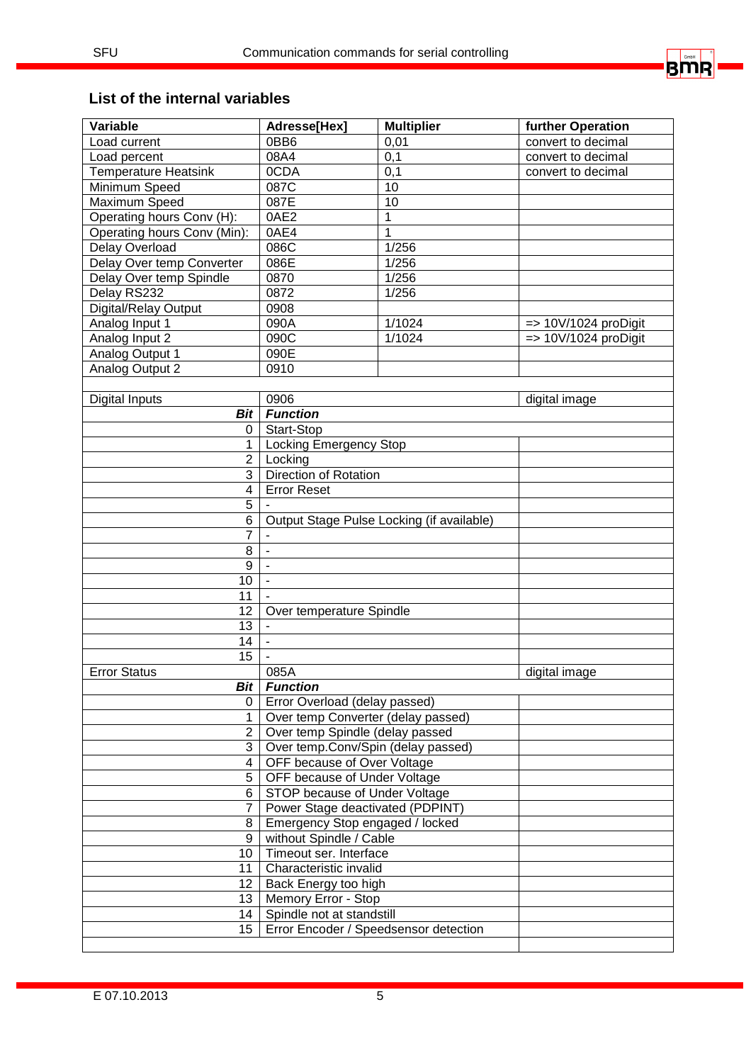## List of the internal variables

| Variable | Adresse[Hex] | Multiplier | further Operation |
|---|---|---|---|
| Load current | 0BB6 | 0,01 | convert to decimal |
| Load percent | 08A4 | 0,1 | convert to decimal |
| Temperature Heatsink | 0CDA | 0,1 | convert to decimal |
| Minimum Speed | 087C | 10 | |
| Maximum Speed | 087E | 10 | |
| Operating hours Conv (H): | 0AE2 | 1 | |
| Operating hours Conv (Min): | 0AE4 | 1 | |
| Delay Overload | 086C | 1/256 | |
| Delay Over temp Converter | 086E | 1/256 | |
| Delay Over temp Spindle | 0870 | 1/256 | |
| Delay RS232 | 0872 | 1/256 | |
| Digital/Relay Output | 0908 | | |
| Analog Input 1 | 090A | 1/1024 | => 10V/1024 proDigit |
| Analog Input 2 | 090C | 1/1024 | => 10V/1024 proDigit |
| Analog Output 1 | 090E | | |
| Analog Output 2 | 0910 | | |
| | | | |
| Digital Inputs | 0906 | | digital image |
| ***Bit*** | ***Function*** | | |
| 0 | Start-Stop | | |
| 1 | Locking Emergency Stop | | |
| 2 | Locking | | |
| 3 | Direction of Rotation | | |
| 4 | Error Reset | | |
| 5 | - | | |
| 6 | Output Stage Pulse Locking (if available) | | |
| 7 | - | | |
| 8 | - | | |
| 9 | - | | |
| 10 | - | | |
| 11 | - | | |
| 12 | Over temperature Spindle | | |
| 13 | - | | |
| 14 | - | | |
| 15 | - | | |
| Error Status | 085A | | digital image |
| ***Bit*** | ***Function*** | | |
| 0 | Error Overload (delay passed) | | |
| 1 | Over temp Converter (delay passed) | | |
| 2 | Over temp Spindle (delay passed | | |
| 3 | Over temp.Conv/Spin (delay passed) | | |
| 4 | OFF because of Over Voltage | | |
| 5 | OFF because of Under Voltage | | |
| 6 | STOP because of Under Voltage | | |
| 7 | Power Stage deactivated (PDPINT) | | |
| 8 | Emergency Stop engaged / locked | | |
| 9 | without Spindle / Cable | | |
| 10 | Timeout ser. Interface | | |
| 11 | Characteristic invalid | | |
| 12 | Back Energy too high | | |
| 13 | Memory Error - Stop | | |
| 14 | Spindle not at standstill | | |
| 15 | Error Encoder / Speedsensor detection | | |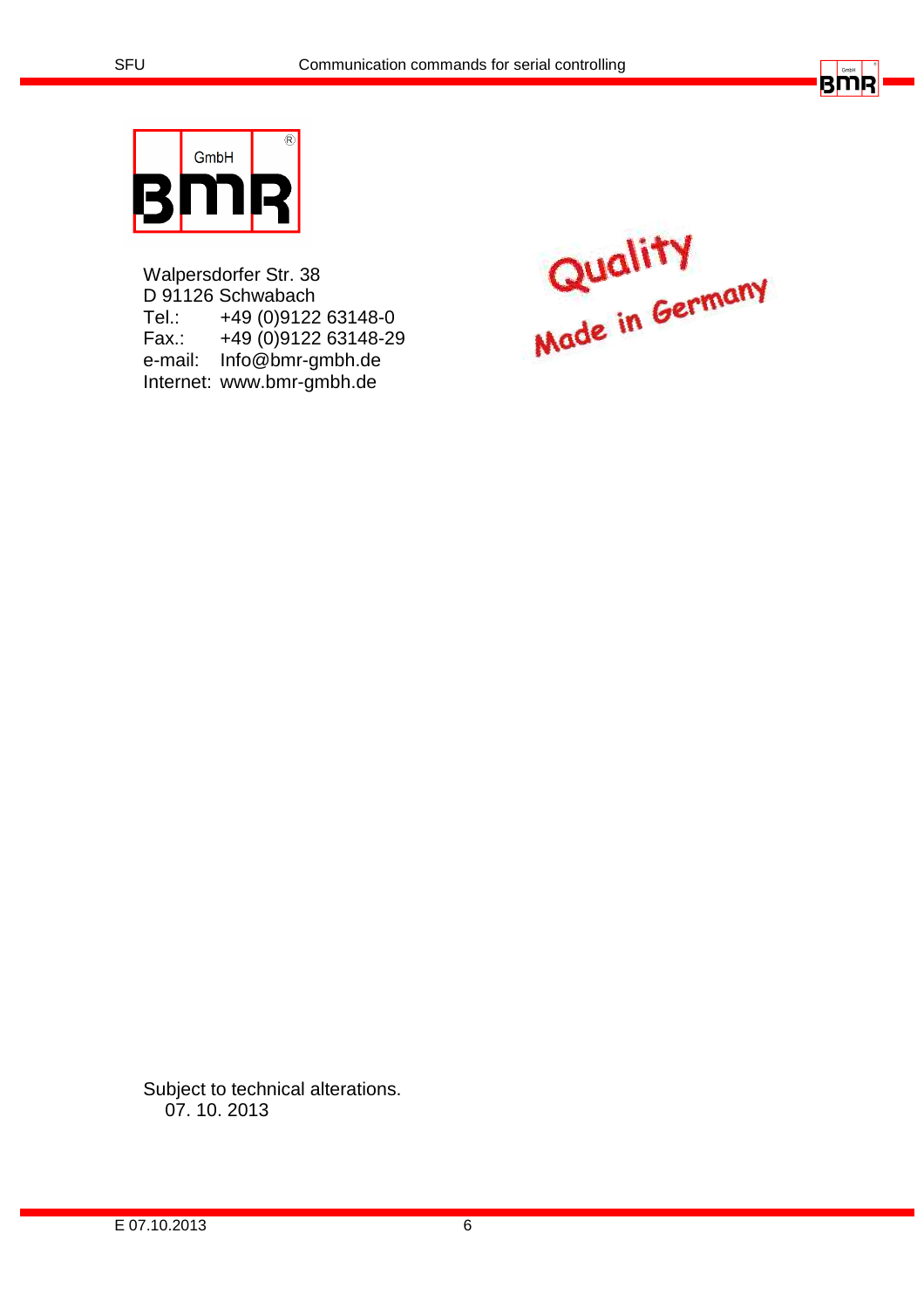GmbH

BMR

Walpersdorfer Str. 38
D 91126 Schwabach
Tel.: +49 (0)9122 63148-0
Fax.: +49 (0)9122 63148-29
e-mail: Info@bmr-gmbh.de
Internet: www.bmr-gmbh.de

Quality
Made in Germany

Subject to technical alterations.
07. 10. 2013